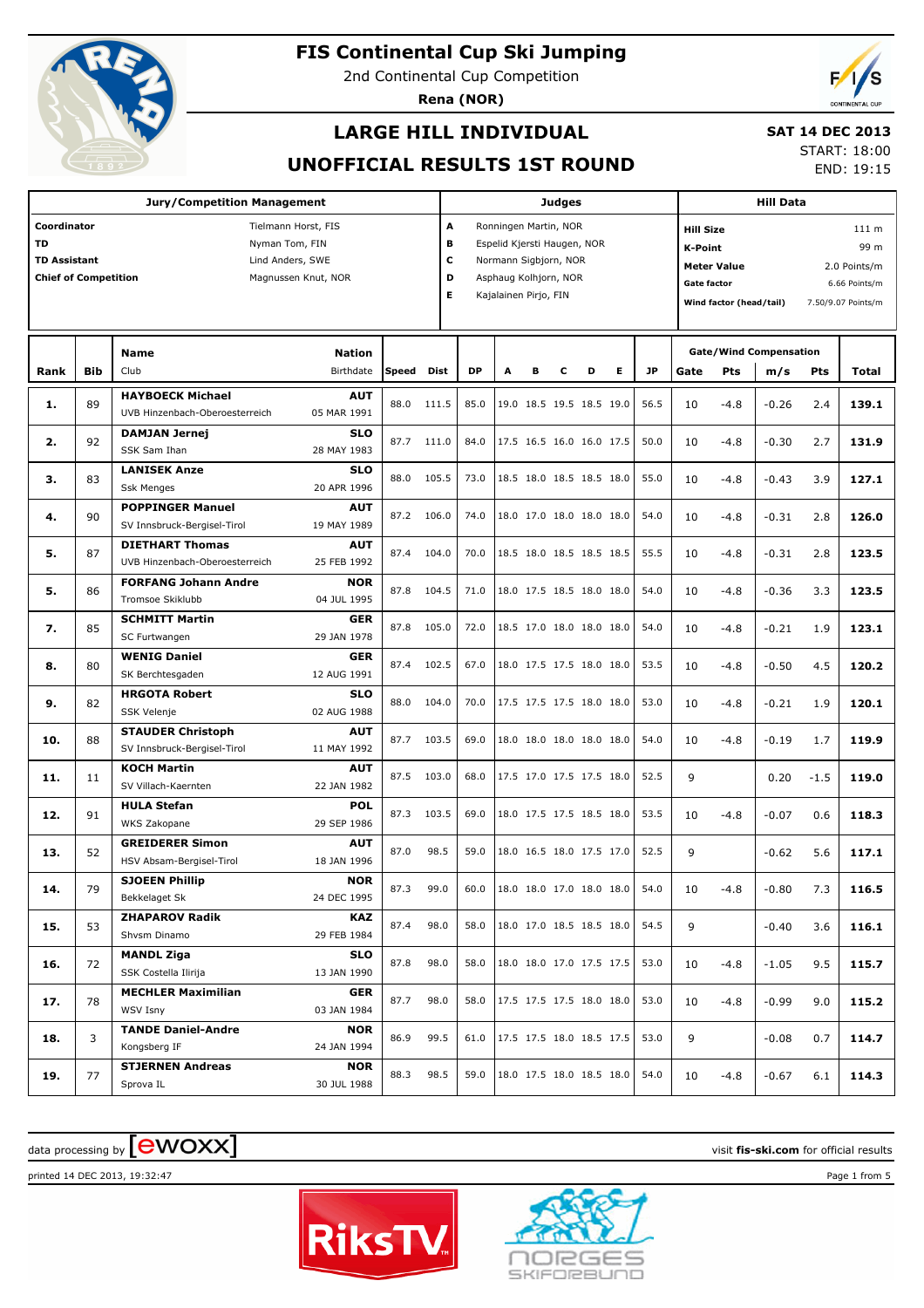# FIS Continental Cup Ski Jumping

2nd Continental Cup Competition

**Rena (NOR)**

## LARGE HILL INDIVIDUAL

## UNOFFICIAL RESULTS 1ST ROUND

**SAT 14 DEC 2013**
START: 18:00
END: 19:15

| Jury/Competition Management | |
|---|---|
| **Coordinator** | Tielmann Horst, FIS |
| **TD** | Nyman Tom, FIN |
| **TD Assistant** | Lind Anders, SWE |
| **Chief of Competition** | Magnussen Knut, NOR |

| Judges | |
|---|---|
| **A** | Ronningen Martin, NOR |
| **B** | Espelid Kjersti Haugen, NOR |
| **C** | Normann Sigbjorn, NOR |
| **D** | Asphaug Kolhjorn, NOR |
| **E** | Kajalainen Pirjo, FIN |

| Hill Data | |
|---|---|
| **Hill Size** | 111 m |
| **K-Point** | 99 m |
| **Meter Value** | 2.0 Points/m |
| **Gate factor** | 6.66 Points/m |
| **Wind factor (head/tail)** | 7.50/9.07 Points/m |

| Rank | Bib | Name / Club | Nation / Birthdate | Speed | Dist | DP | A | B | C | D | E | JP | Gate | Pts | m/s | Pts | Total |
|---|---|---|---|---|---|---|---|---|---|---|---|---|---|---|---|---|---|
| 1. | 89 | **HAYBOECK Michael** UVB Hinzenbach-Oberoesterreich | **AUT** 05 MAR 1991 | 88.0 | 111.5 | 85.0 | 19.0 | 18.5 | 19.5 | 18.5 | 19.0 | 56.5 | 10 | -4.8 | -0.26 | 2.4 | **139.1** |
| 2. | 92 | **DAMJAN Jernej** SSK Sam Ihan | **SLO** 28 MAY 1983 | 87.7 | 111.0 | 84.0 | 17.5 | 16.5 | 16.0 | 16.0 | 17.5 | 50.0 | 10 | -4.8 | -0.30 | 2.7 | **131.9** |
| 3. | 83 | **LANISEK Anze** Ssk Menges | **SLO** 20 APR 1996 | 88.0 | 105.5 | 73.0 | 18.5 | 18.0 | 18.5 | 18.5 | 18.0 | 55.0 | 10 | -4.8 | -0.43 | 3.9 | **127.1** |
| 4. | 90 | **POPPINGER Manuel** SV Innsbruck-Bergisel-Tirol | **AUT** 19 MAY 1989 | 87.2 | 106.0 | 74.0 | 18.0 | 17.0 | 18.0 | 18.0 | 18.0 | 54.0 | 10 | -4.8 | -0.31 | 2.8 | **126.0** |
| 5. | 87 | **DIETHART Thomas** UVB Hinzenbach-Oberoesterreich | **AUT** 25 FEB 1992 | 87.4 | 104.0 | 70.0 | 18.5 | 18.0 | 18.5 | 18.5 | 18.5 | 55.5 | 10 | -4.8 | -0.31 | 2.8 | **123.5** |
| 5. | 86 | **FORFANG Johann Andre** Tromsoe Skiklubb | **NOR** 04 JUL 1995 | 87.8 | 104.5 | 71.0 | 18.0 | 17.5 | 18.5 | 18.0 | 18.0 | 54.0 | 10 | -4.8 | -0.36 | 3.3 | **123.5** |
| 7. | 85 | **SCHMITT Martin** SC Furtwangen | **GER** 29 JAN 1978 | 87.8 | 105.0 | 72.0 | 18.5 | 17.0 | 18.0 | 18.0 | 18.0 | 54.0 | 10 | -4.8 | -0.21 | 1.9 | **123.1** |
| 8. | 80 | **WENIG Daniel** SK Berchtesgaden | **GER** 12 AUG 1991 | 87.4 | 102.5 | 67.0 | 18.0 | 17.5 | 17.5 | 18.0 | 18.0 | 53.5 | 10 | -4.8 | -0.50 | 4.5 | **120.2** |
| 9. | 82 | **HRGOTA Robert** SSK Velenje | **SLO** 02 AUG 1988 | 88.0 | 104.0 | 70.0 | 17.5 | 17.5 | 17.5 | 18.0 | 18.0 | 53.0 | 10 | -4.8 | -0.21 | 1.9 | **120.1** |
| 10. | 88 | **STAUDER Christoph** SV Innsbruck-Bergisel-Tirol | **AUT** 11 MAY 1992 | 87.7 | 103.5 | 69.0 | 18.0 | 18.0 | 18.0 | 18.0 | 18.0 | 54.0 | 10 | -4.8 | -0.19 | 1.7 | **119.9** |
| 11. | 11 | **KOCH Martin** SV Villach-Kaernten | **AUT** 22 JAN 1982 | 87.5 | 103.0 | 68.0 | 17.5 | 17.0 | 17.5 | 17.5 | 18.0 | 52.5 | 9 | | 0.20 | -1.5 | **119.0** |
| 12. | 91 | **HULA Stefan** WKS Zakopane | **POL** 29 SEP 1986 | 87.3 | 103.5 | 69.0 | 18.0 | 17.5 | 17.5 | 18.5 | 18.0 | 53.5 | 10 | -4.8 | -0.07 | 0.6 | **118.3** |
| 13. | 52 | **GREIDERER Simon** HSV Absam-Bergisel-Tirol | **AUT** 18 JAN 1996 | 87.0 | 98.5 | 59.0 | 18.0 | 16.5 | 18.0 | 17.5 | 17.0 | 52.5 | 9 | | -0.62 | 5.6 | **117.1** |
| 14. | 79 | **SJOEEN Phillip** Bekkelaget Sk | **NOR** 24 DEC 1995 | 87.3 | 99.0 | 60.0 | 18.0 | 18.0 | 17.0 | 18.0 | 18.0 | 54.0 | 10 | -4.8 | -0.80 | 7.3 | **116.5** |
| 15. | 53 | **ZHAPAROV Radik** Shvsm Dinamo | **KAZ** 29 FEB 1984 | 87.4 | 98.0 | 58.0 | 18.0 | 17.0 | 18.5 | 18.5 | 18.0 | 54.5 | 9 | | -0.40 | 3.6 | **116.1** |
| 16. | 72 | **MANDL Ziga** SSK Costella Ilirija | **SLO** 13 JAN 1990 | 87.8 | 98.0 | 58.0 | 18.0 | 18.0 | 17.0 | 17.5 | 17.5 | 53.0 | 10 | -4.8 | -1.05 | 9.5 | **115.7** |
| 17. | 78 | **MECHLER Maximilian** WSV Isny | **GER** 03 JAN 1984 | 87.7 | 98.0 | 58.0 | 17.5 | 17.5 | 17.5 | 18.0 | 18.0 | 53.0 | 10 | -4.8 | -0.99 | 9.0 | **115.2** |
| 18. | 3 | **TANDE Daniel-Andre** Kongsberg IF | **NOR** 24 JAN 1994 | 86.9 | 99.5 | 61.0 | 17.5 | 17.5 | 18.0 | 18.5 | 17.5 | 53.0 | 9 | | -0.08 | 0.7 | **114.7** |
| 19. | 77 | **STJERNEN Andreas** Sprova IL | **NOR** 30 JUL 1988 | 88.3 | 98.5 | 59.0 | 18.0 | 17.5 | 18.0 | 18.5 | 18.0 | 54.0 | 10 | -4.8 | -0.67 | 6.1 | **114.3** |

data processing by ewoxx — visit **fis-ski.com** for official results

printed 14 DEC 2013, 19:32:47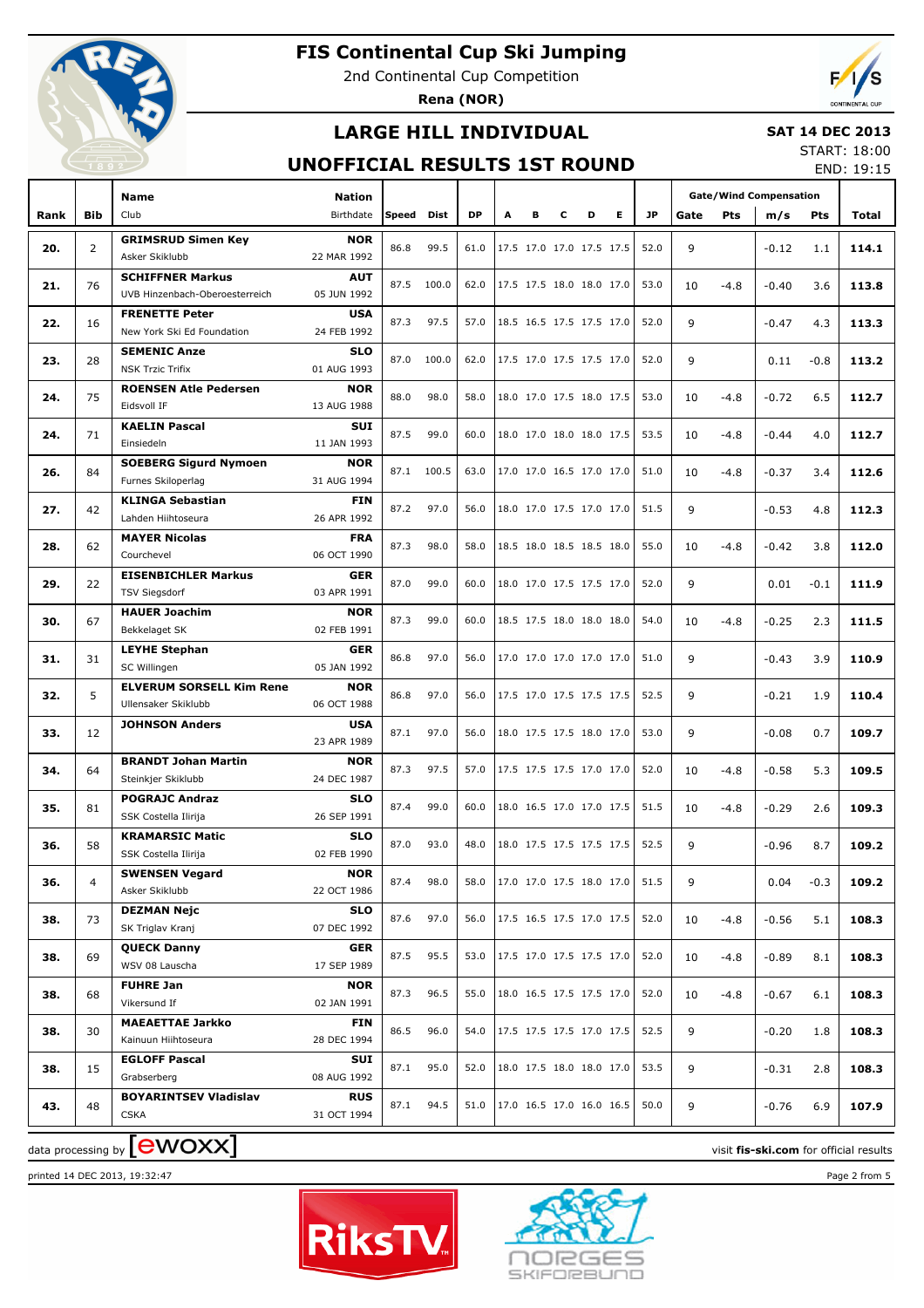# FIS Continental Cup Ski Jumping

2nd Continental Cup Competition

**Rena (NOR)**

## LARGE HILL INDIVIDUAL

**SAT 14 DEC 2013**

START: 18:00

END: 19:15

## UNOFFICIAL RESULTS 1ST ROUND

| Rank | Bib | Name / Club | Nation / Birthdate | Speed | Dist | DP | A | B | C | D | E | JP | Gate | Pts | m/s | Pts | Total |
|---|---|---|---|---|---|---|---|---|---|---|---|---|---|---|---|---|---|
| 20. | 2 | **GRIMSRUD Simen Key** Asker Skiklubb | **NOR** 22 MAR 1992 | 86.8 | 99.5 | 61.0 | 17.5 | 17.0 | 17.0 | 17.5 | 17.5 | 52.0 | 9 | | -0.12 | 1.1 | **114.1** |
| 21. | 76 | **SCHIFFNER Markus** UVB Hinzenbach-Oberoesterreich | **AUT** 05 JUN 1992 | 87.5 | 100.0 | 62.0 | 17.5 | 17.5 | 18.0 | 18.0 | 17.0 | 53.0 | 10 | -4.8 | -0.40 | 3.6 | **113.8** |
| 22. | 16 | **FRENETTE Peter** New York Ski Ed Foundation | **USA** 24 FEB 1992 | 87.3 | 97.5 | 57.0 | 18.5 | 16.5 | 17.5 | 17.5 | 17.0 | 52.0 | 9 | | -0.47 | 4.3 | **113.3** |
| 23. | 28 | **SEMENIC Anze** NSK Trzic Trifix | **SLO** 01 AUG 1993 | 87.0 | 100.0 | 62.0 | 17.5 | 17.0 | 17.5 | 17.5 | 17.0 | 52.0 | 9 | | 0.11 | -0.8 | **113.2** |
| 24. | 75 | **ROENSEN Atle Pedersen** Eidsvoll IF | **NOR** 13 AUG 1988 | 88.0 | 98.0 | 58.0 | 18.0 | 17.0 | 17.5 | 18.0 | 17.5 | 53.0 | 10 | -4.8 | -0.72 | 6.5 | **112.7** |
| 24. | 71 | **KAELIN Pascal** Einsiedeln | **SUI** 11 JAN 1993 | 87.5 | 99.0 | 60.0 | 18.0 | 17.0 | 18.0 | 18.0 | 17.5 | 53.5 | 10 | -4.8 | -0.44 | 4.0 | **112.7** |
| 26. | 84 | **SOEBERG Sigurd Nymoen** Furnes Skiloperlag | **NOR** 31 AUG 1994 | 87.1 | 100.5 | 63.0 | 17.0 | 17.0 | 16.5 | 17.0 | 17.0 | 51.0 | 10 | -4.8 | -0.37 | 3.4 | **112.6** |
| 27. | 42 | **KLINGA Sebastian** Lahden Hiihtoseura | **FIN** 26 APR 1992 | 87.2 | 97.0 | 56.0 | 18.0 | 17.0 | 17.5 | 17.0 | 17.0 | 51.5 | 9 | | -0.53 | 4.8 | **112.3** |
| 28. | 62 | **MAYER Nicolas** Courchevel | **FRA** 06 OCT 1990 | 87.3 | 98.0 | 58.0 | 18.5 | 18.0 | 18.5 | 18.5 | 18.0 | 55.0 | 10 | -4.8 | -0.42 | 3.8 | **112.0** |
| 29. | 22 | **EISENBICHLER Markus** TSV Siegsdorf | **GER** 03 APR 1991 | 87.0 | 99.0 | 60.0 | 18.0 | 17.0 | 17.5 | 17.5 | 17.0 | 52.0 | 9 | | 0.01 | -0.1 | **111.9** |
| 30. | 67 | **HAUER Joachim** Bekkelaget SK | **NOR** 02 FEB 1991 | 87.3 | 99.0 | 60.0 | 18.5 | 17.5 | 18.0 | 18.0 | 18.0 | 54.0 | 10 | -4.8 | -0.25 | 2.3 | **111.5** |
| 31. | 31 | **LEYHE Stephan** SC Willingen | **GER** 05 JAN 1992 | 86.8 | 97.0 | 56.0 | 17.0 | 17.0 | 17.0 | 17.0 | 17.0 | 51.0 | 9 | | -0.43 | 3.9 | **110.9** |
| 32. | 5 | **ELVERUM SORSELL Kim Rene** Ullensaker Skiklubb | **NOR** 06 OCT 1988 | 86.8 | 97.0 | 56.0 | 17.5 | 17.0 | 17.5 | 17.5 | 17.5 | 52.5 | 9 | | -0.21 | 1.9 | **110.4** |
| 33. | 12 | **JOHNSON Anders** | **USA** 23 APR 1989 | 87.1 | 97.0 | 56.0 | 18.0 | 17.5 | 17.5 | 18.0 | 17.0 | 53.0 | 9 | | -0.08 | 0.7 | **109.7** |
| 34. | 64 | **BRANDT Johan Martin** Steinkjer Skiklubb | **NOR** 24 DEC 1987 | 87.3 | 97.5 | 57.0 | 17.5 | 17.5 | 17.5 | 17.0 | 17.0 | 52.0 | 10 | -4.8 | -0.58 | 5.3 | **109.5** |
| 35. | 81 | **POGRAJC Andraz** SSK Costella Ilirija | **SLO** 26 SEP 1991 | 87.4 | 99.0 | 60.0 | 18.0 | 16.5 | 17.0 | 17.0 | 17.5 | 51.5 | 10 | -4.8 | -0.29 | 2.6 | **109.3** |
| 36. | 58 | **KRAMARSIC Matic** SSK Costella Ilirija | **SLO** 02 FEB 1990 | 87.0 | 93.0 | 48.0 | 18.0 | 17.5 | 17.5 | 17.5 | 17.5 | 52.5 | 9 | | -0.96 | 8.7 | **109.2** |
| 36. | 4 | **SWENSEN Vegard** Asker Skiklubb | **NOR** 22 OCT 1986 | 87.4 | 98.0 | 58.0 | 17.0 | 17.0 | 17.5 | 18.0 | 17.0 | 51.5 | 9 | | 0.04 | -0.3 | **109.2** |
| 38. | 73 | **DEZMAN Nejc** SK Triglav Kranj | **SLO** 07 DEC 1992 | 87.6 | 97.0 | 56.0 | 17.5 | 16.5 | 17.5 | 17.0 | 17.5 | 52.0 | 10 | -4.8 | -0.56 | 5.1 | **108.3** |
| 38. | 69 | **QUECK Danny** WSV 08 Lauscha | **GER** 17 SEP 1989 | 87.5 | 95.5 | 53.0 | 17.5 | 17.0 | 17.5 | 17.5 | 17.0 | 52.0 | 10 | -4.8 | -0.89 | 8.1 | **108.3** |
| 38. | 68 | **FUHRE Jan** Vikersund If | **NOR** 02 JAN 1991 | 87.3 | 96.5 | 55.0 | 18.0 | 16.5 | 17.5 | 17.5 | 17.0 | 52.0 | 10 | -4.8 | -0.67 | 6.1 | **108.3** |
| 38. | 30 | **MAEAETTAE Jarkko** Kainuun Hiihtoseura | **FIN** 28 DEC 1994 | 86.5 | 96.0 | 54.0 | 17.5 | 17.5 | 17.5 | 17.0 | 17.5 | 52.5 | 9 | | -0.20 | 1.8 | **108.3** |
| 38. | 15 | **EGLOFF Pascal** Grabserberg | **SUI** 08 AUG 1992 | 87.1 | 95.0 | 52.0 | 18.0 | 17.5 | 18.0 | 18.0 | 17.0 | 53.5 | 9 | | -0.31 | 2.8 | **108.3** |
| 43. | 48 | **BOYARINTSEV Vladislav** CSKA | **RUS** 31 OCT 1994 | 87.1 | 94.5 | 51.0 | 17.0 | 16.5 | 17.0 | 16.0 | 16.5 | 50.0 | 9 | | -0.76 | 6.9 | **107.9** |

Gate/Wind Compensation: Gate, Pts (gate); m/s, Pts (wind)

data processing by ewoxx — visit **fis-ski.com** for official results

printed 14 DEC 2013, 19:32:47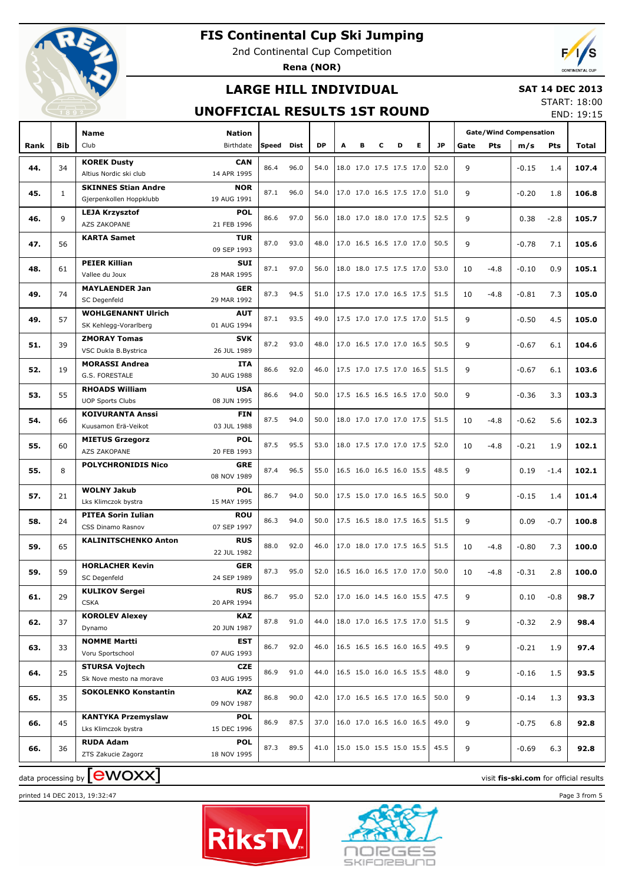# FIS Continental Cup Ski Jumping

2nd Continental Cup Competition

**Rena (NOR)**

## LARGE HILL INDIVIDUAL

## UNOFFICIAL RESULTS 1ST ROUND

**SAT 14 DEC 2013**

START: 18:00

END: 19:15

| Rank | Bib | Name / Club | Nation / Birthdate | Speed | Dist | DP | A | B | C | D | E | JP | Gate | Pts | m/s | Pts | Total |
|---|---|---|---|---|---|---|---|---|---|---|---|---|---|---|---|---|---|
| | | | | | | | | | | | | | Gate/Wind Compensation | | | | |
| 44. | 34 | **KOREK Dusty** Altius Nordic ski club | **CAN** 14 APR 1995 | 86.4 | 96.0 | 54.0 | 18.0 | 17.0 | 17.5 | 17.5 | 17.0 | 52.0 | 9 | | -0.15 | 1.4 | **107.4** |
| 45. | 1 | **SKINNES Stian Andre** Gjerpenkollen Hoppklubb | **NOR** 19 AUG 1991 | 87.1 | 96.0 | 54.0 | 17.0 | 17.0 | 16.5 | 17.5 | 17.0 | 51.0 | 9 | | -0.20 | 1.8 | **106.8** |
| 46. | 9 | **LEJA Krzysztof** AZS ZAKOPANE | **POL** 21 FEB 1996 | 86.6 | 97.0 | 56.0 | 18.0 | 17.0 | 18.0 | 17.0 | 17.5 | 52.5 | 9 | | 0.38 | -2.8 | **105.7** |
| 47. | 56 | **KARTA Samet** | **TUR** 09 SEP 1993 | 87.0 | 93.0 | 48.0 | 17.0 | 16.5 | 16.5 | 17.0 | 17.0 | 50.5 | 9 | | -0.78 | 7.1 | **105.6** |
| 48. | 61 | **PEIER Killian** Vallee du Joux | **SUI** 28 MAR 1995 | 87.1 | 97.0 | 56.0 | 18.0 | 18.0 | 17.5 | 17.5 | 17.0 | 53.0 | 10 | -4.8 | -0.10 | 0.9 | **105.1** |
| 49. | 74 | **MAYLAENDER Jan** SC Degenfeld | **GER** 29 MAR 1992 | 87.3 | 94.5 | 51.0 | 17.5 | 17.0 | 17.0 | 16.5 | 17.5 | 51.5 | 10 | -4.8 | -0.81 | 7.3 | **105.0** |
| 49. | 57 | **WOHLGENANNT Ulrich** SK Kehlegg-Vorarlberg | **AUT** 01 AUG 1994 | 87.1 | 93.5 | 49.0 | 17.5 | 17.0 | 17.0 | 17.5 | 17.0 | 51.5 | 9 | | -0.50 | 4.5 | **105.0** |
| 51. | 39 | **ZMORAY Tomas** VSC Dukla B.Bystrica | **SVK** 26 JUL 1989 | 87.2 | 93.0 | 48.0 | 17.0 | 16.5 | 17.0 | 17.0 | 16.5 | 50.5 | 9 | | -0.67 | 6.1 | **104.6** |
| 52. | 19 | **MORASSI Andrea** G.S. FORESTALE | **ITA** 30 AUG 1988 | 86.6 | 92.0 | 46.0 | 17.5 | 17.0 | 17.5 | 17.0 | 16.5 | 51.5 | 9 | | -0.67 | 6.1 | **103.6** |
| 53. | 55 | **RHOADS William** UOP Sports Clubs | **USA** 08 JUN 1995 | 86.6 | 94.0 | 50.0 | 17.5 | 16.5 | 16.5 | 16.5 | 17.0 | 50.0 | 9 | | -0.36 | 3.3 | **103.3** |
| 54. | 66 | **KOIVURANTA Anssi** Kuusamon Erä-Veikot | **FIN** 03 JUL 1988 | 87.5 | 94.0 | 50.0 | 18.0 | 17.0 | 17.0 | 17.0 | 17.5 | 51.5 | 10 | -4.8 | -0.62 | 5.6 | **102.3** |
| 55. | 60 | **MIETUS Grzegorz** AZS ZAKOPANE | **POL** 20 FEB 1993 | 87.5 | 95.5 | 53.0 | 18.0 | 17.5 | 17.0 | 17.0 | 17.5 | 52.0 | 10 | -4.8 | -0.21 | 1.9 | **102.1** |
| 55. | 8 | **POLYCHRONIDIS Nico** | **GRE** 08 NOV 1989 | 87.4 | 96.5 | 55.0 | 16.5 | 16.0 | 16.5 | 16.0 | 15.5 | 48.5 | 9 | | 0.19 | -1.4 | **102.1** |
| 57. | 21 | **WOLNY Jakub** Lks Klimczok bystra | **POL** 15 MAY 1995 | 86.7 | 94.0 | 50.0 | 17.5 | 15.0 | 17.0 | 16.5 | 16.5 | 50.0 | 9 | | -0.15 | 1.4 | **101.4** |
| 58. | 24 | **PITEA Sorin Iulian** CSS Dinamo Rasnov | **ROU** 07 SEP 1997 | 86.3 | 94.0 | 50.0 | 17.5 | 16.5 | 18.0 | 17.5 | 16.5 | 51.5 | 9 | | 0.09 | -0.7 | **100.8** |
| 59. | 65 | **KALINITSCHENKO Anton** | **RUS** 22 JUL 1982 | 88.0 | 92.0 | 46.0 | 17.0 | 18.0 | 17.0 | 17.5 | 16.5 | 51.5 | 10 | -4.8 | -0.80 | 7.3 | **100.0** |
| 59. | 59 | **HORLACHER Kevin** SC Degenfeld | **GER** 24 SEP 1989 | 87.3 | 95.0 | 52.0 | 16.5 | 16.0 | 16.5 | 17.0 | 17.0 | 50.0 | 10 | -4.8 | -0.31 | 2.8 | **100.0** |
| 61. | 29 | **KULIKOV Sergei** CSKA | **RUS** 20 APR 1994 | 86.7 | 95.0 | 52.0 | 17.0 | 16.0 | 14.5 | 16.0 | 15.5 | 47.5 | 9 | | 0.10 | -0.8 | **98.7** |
| 62. | 37 | **KOROLEV Alexey** Dynamo | **KAZ** 20 JUN 1987 | 87.8 | 91.0 | 44.0 | 18.0 | 17.0 | 16.5 | 17.5 | 17.0 | 51.5 | 9 | | -0.32 | 2.9 | **98.4** |
| 63. | 33 | **NOMME Martti** Voru Sportschool | **EST** 07 AUG 1993 | 86.7 | 92.0 | 46.0 | 16.5 | 16.5 | 16.5 | 16.0 | 16.5 | 49.5 | 9 | | -0.21 | 1.9 | **97.4** |
| 64. | 25 | **STURSA Vojtech** Sk Nove mesto na morave | **CZE** 03 AUG 1995 | 86.9 | 91.0 | 44.0 | 16.5 | 15.0 | 16.0 | 16.5 | 15.5 | 48.0 | 9 | | -0.16 | 1.5 | **93.5** |
| 65. | 35 | **SOKOLENKO Konstantin** | **KAZ** 09 NOV 1987 | 86.8 | 90.0 | 42.0 | 17.0 | 16.5 | 16.5 | 17.0 | 16.5 | 50.0 | 9 | | -0.14 | 1.3 | **93.3** |
| 66. | 45 | **KANTYKA Przemyslaw** Lks Klimczok bystra | **POL** 15 DEC 1996 | 86.9 | 87.5 | 37.0 | 16.0 | 17.0 | 16.5 | 16.0 | 16.5 | 49.0 | 9 | | -0.75 | 6.8 | **92.8** |
| 66. | 36 | **RUDA Adam** ZTS Zakucie Zagorz | **POL** 18 NOV 1995 | 87.3 | 89.5 | 41.0 | 15.0 | 15.0 | 15.5 | 15.0 | 15.5 | 45.5 | 9 | | -0.69 | 6.3 | **92.8** |

data processing by ewoxx — visit **fis-ski.com** for official results

printed 14 DEC 2013, 19:32:47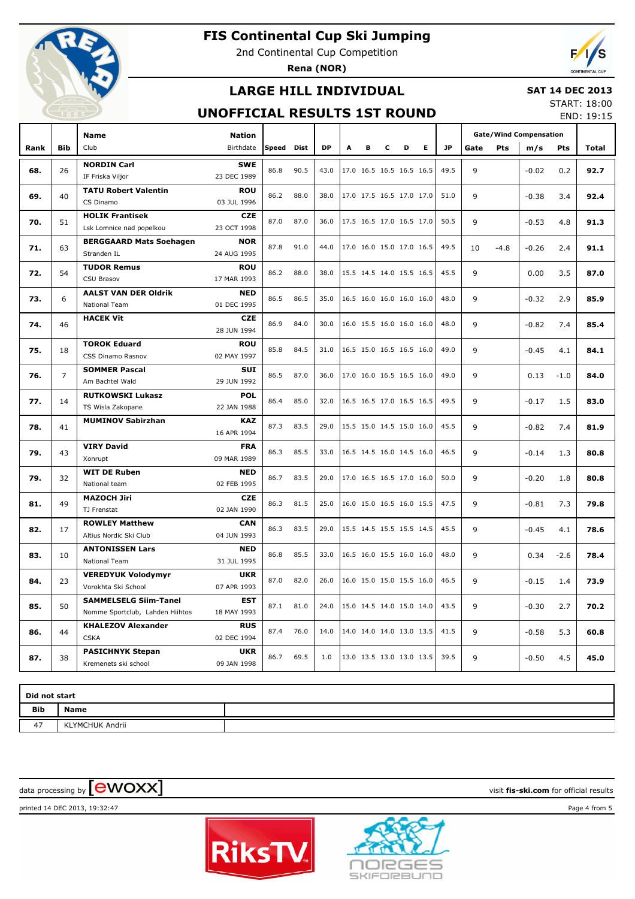# FIS Continental Cup Ski Jumping

2nd Continental Cup Competition

**Rena (NOR)**

## LARGE HILL INDIVIDUAL

**SAT 14 DEC 2013**

START: 18:00

END: 19:15

## UNOFFICIAL RESULTS 1ST ROUND

| Rank | Bib | Name / Club | Nation / Birthdate | Speed | Dist | DP | A | B | C | D | E | JP | Gate | Pts | m/s | Pts | Total |
|---|---|---|---|---|---|---|---|---|---|---|---|---|---|---|---|---|---|
| 68. | 26 | **NORDIN Carl** IF Friska Viljor | **SWE** 23 DEC 1989 | 86.8 | 90.5 | 43.0 | 17.0 | 16.5 | 16.5 | 16.5 | 16.5 | 49.5 | 9 | | -0.02 | 0.2 | **92.7** |
| 69. | 40 | **TATU Robert Valentin** CS Dinamo | **ROU** 03 JUL 1996 | 86.2 | 88.0 | 38.0 | 17.0 | 17.5 | 16.5 | 17.0 | 17.0 | 51.0 | 9 | | -0.38 | 3.4 | **92.4** |
| 70. | 51 | **HOLIK Frantisek** Lsk Lomnice nad popelkou | **CZE** 23 OCT 1998 | 87.0 | 87.0 | 36.0 | 17.5 | 16.5 | 17.0 | 16.5 | 17.0 | 50.5 | 9 | | -0.53 | 4.8 | **91.3** |
| 71. | 63 | **BERGGAARD Mats Soehagen** Stranden IL | **NOR** 24 AUG 1995 | 87.8 | 91.0 | 44.0 | 17.0 | 16.0 | 15.0 | 17.0 | 16.5 | 49.5 | 10 | -4.8 | -0.26 | 2.4 | **91.1** |
| 72. | 54 | **TUDOR Remus** CSU Brasov | **ROU** 17 MAR 1993 | 86.2 | 88.0 | 38.0 | 15.5 | 14.5 | 14.0 | 15.5 | 16.5 | 45.5 | 9 | | 0.00 | 3.5 | **87.0** |
| 73. | 6 | **AALST VAN DER Oldrik** National Team | **NED** 01 DEC 1995 | 86.5 | 86.5 | 35.0 | 16.5 | 16.0 | 16.0 | 16.0 | 16.0 | 48.0 | 9 | | -0.32 | 2.9 | **85.9** |
| 74. | 46 | **HACEK Vit** | **CZE** 28 JUN 1994 | 86.9 | 84.0 | 30.0 | 16.0 | 15.5 | 16.0 | 16.0 | 16.0 | 48.0 | 9 | | -0.82 | 7.4 | **85.4** |
| 75. | 18 | **TOROK Eduard** CSS Dinamo Rasnov | **ROU** 02 MAY 1997 | 85.8 | 84.5 | 31.0 | 16.5 | 15.0 | 16.5 | 16.5 | 16.0 | 49.0 | 9 | | -0.45 | 4.1 | **84.1** |
| 76. | 7 | **SOMMER Pascal** Am Bachtel Wald | **SUI** 29 JUN 1992 | 86.5 | 87.0 | 36.0 | 17.0 | 16.0 | 16.5 | 16.5 | 16.0 | 49.0 | 9 | | 0.13 | -1.0 | **84.0** |
| 77. | 14 | **RUTKOWSKI Lukasz** TS Wisla Zakopane | **POL** 22 JAN 1988 | 86.4 | 85.0 | 32.0 | 16.5 | 16.5 | 17.0 | 16.5 | 16.5 | 49.5 | 9 | | -0.17 | 1.5 | **83.0** |
| 78. | 41 | **MUMINOV Sabirzhan** | **KAZ** 16 APR 1994 | 87.3 | 83.5 | 29.0 | 15.5 | 15.0 | 14.5 | 15.0 | 16.0 | 45.5 | 9 | | -0.82 | 7.4 | **81.9** |
| 79. | 43 | **VIRY David** Xonrupt | **FRA** 09 MAR 1989 | 86.3 | 85.5 | 33.0 | 16.5 | 14.5 | 16.0 | 14.5 | 16.0 | 46.5 | 9 | | -0.14 | 1.3 | **80.8** |
| 79. | 32 | **WIT DE Ruben** National team | **NED** 02 FEB 1995 | 86.7 | 83.5 | 29.0 | 17.0 | 16.5 | 16.5 | 17.0 | 16.0 | 50.0 | 9 | | -0.20 | 1.8 | **80.8** |
| 81. | 49 | **MAZOCH Jiri** TJ Frenstat | **CZE** 02 JAN 1990 | 86.3 | 81.5 | 25.0 | 16.0 | 15.0 | 16.5 | 16.0 | 15.5 | 47.5 | 9 | | -0.81 | 7.3 | **79.8** |
| 82. | 17 | **ROWLEY Matthew** Altius Nordic Ski Club | **CAN** 04 JUN 1993 | 86.3 | 83.5 | 29.0 | 15.5 | 14.5 | 15.5 | 15.5 | 14.5 | 45.5 | 9 | | -0.45 | 4.1 | **78.6** |
| 83. | 10 | **ANTONISSEN Lars** National Team | **NED** 31 JUL 1995 | 86.8 | 85.5 | 33.0 | 16.5 | 16.0 | 15.5 | 16.0 | 16.0 | 48.0 | 9 | | 0.34 | -2.6 | **78.4** |
| 84. | 23 | **VEREDYUK Volodymyr** Vorokhta Ski School | **UKR** 07 APR 1993 | 87.0 | 82.0 | 26.0 | 16.0 | 15.0 | 15.0 | 15.5 | 16.0 | 46.5 | 9 | | -0.15 | 1.4 | **73.9** |
| 85. | 50 | **SAMMELSELG Siim-Tanel** Nomme Sportclub, Lahden Hiihtos | **EST** 18 MAY 1993 | 87.1 | 81.0 | 24.0 | 15.0 | 14.5 | 14.0 | 15.0 | 14.0 | 43.5 | 9 | | -0.30 | 2.7 | **70.2** |
| 86. | 44 | **KHALEZOV Alexander** CSKA | **RUS** 02 DEC 1994 | 87.4 | 76.0 | 14.0 | 14.0 | 14.0 | 14.0 | 13.0 | 13.5 | 41.5 | 9 | | -0.58 | 5.3 | **60.8** |
| 87. | 38 | **PASICHNYK Stepan** Kremenets ski school | **UKR** 09 JAN 1998 | 86.7 | 69.5 | 1.0 | 13.0 | 13.5 | 13.0 | 13.0 | 13.5 | 39.5 | 9 | | -0.50 | 4.5 | **45.0** |

**Did not start**

| Bib | Name |
|---|---|
| 47 | KLYMCHUK Andrii |

data processing by ewoxx — visit **fis-ski.com** for official results

printed 14 DEC 2013, 19:32:47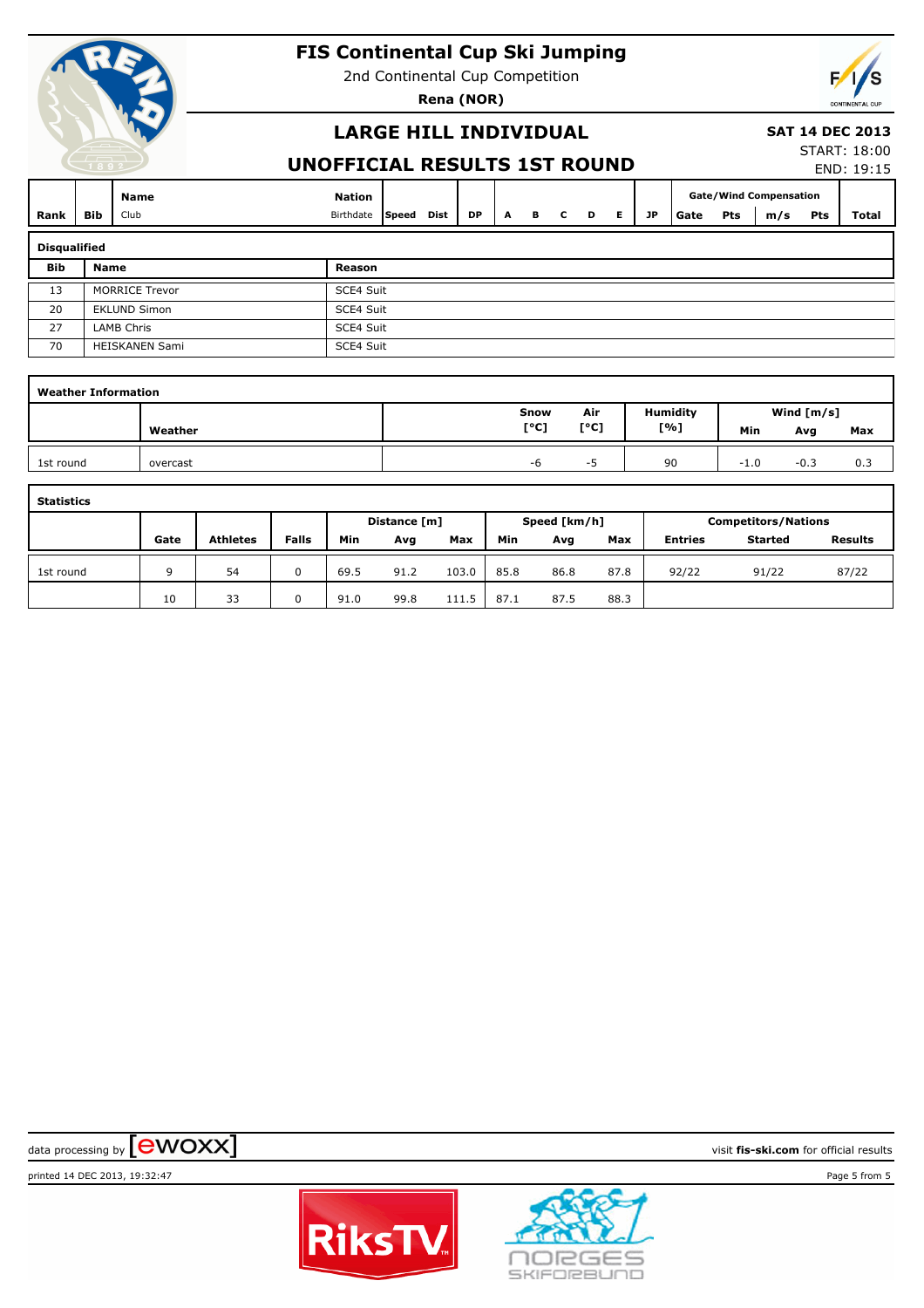# FIS Continental Cup Ski Jumping

2nd Continental Cup Competition

**Rena (NOR)**

## LARGE HILL INDIVIDUAL

**SAT 14 DEC 2013**

START: 18:00

END: 19:15

## UNOFFICIAL RESULTS 1ST ROUND

| Rank | Bib | Name / Club | Nation / Birthdate | Speed | Dist | DP | A | B | C | D | E | JP | Gate | Pts | m/s | Pts | Total |
|---|---|---|---|---|---|---|---|---|---|---|---|---|---|---|---|---|---|

### Disqualified

| Bib | Name | Reason |
|---|---|---|
| 13 | MORRICE Trevor | SCE4 Suit |
| 20 | EKLUND Simon | SCE4 Suit |
| 27 | LAMB Chris | SCE4 Suit |
| 70 | HEISKANEN Sami | SCE4 Suit |

### Weather Information

| | Weather | Snow [°C] | Air [°C] | Humidity [%] | Wind [m/s] Min | Avg | Max |
|---|---|---|---|---|---|---|---|
| 1st round | overcast | -6 | -5 | 90 | -1.0 | -0.3 | 0.3 |

### Statistics

| | Gate | Athletes | Falls | Distance [m] Min | Avg | Max | Speed [km/h] Min | Avg | Max | Competitors/Nations Entries | Started | Results |
|---|---|---|---|---|---|---|---|---|---|---|---|---|
| 1st round | 9 | 54 | 0 | 69.5 | 91.2 | 103.0 | 85.8 | 86.8 | 87.8 | 92/22 | 91/22 | 87/22 |
| | 10 | 33 | 0 | 91.0 | 99.8 | 111.5 | 87.1 | 87.5 | 88.3 | | | |

data processing by ewoxx

visit fis-ski.com for official results

printed 14 DEC 2013, 19:32:47